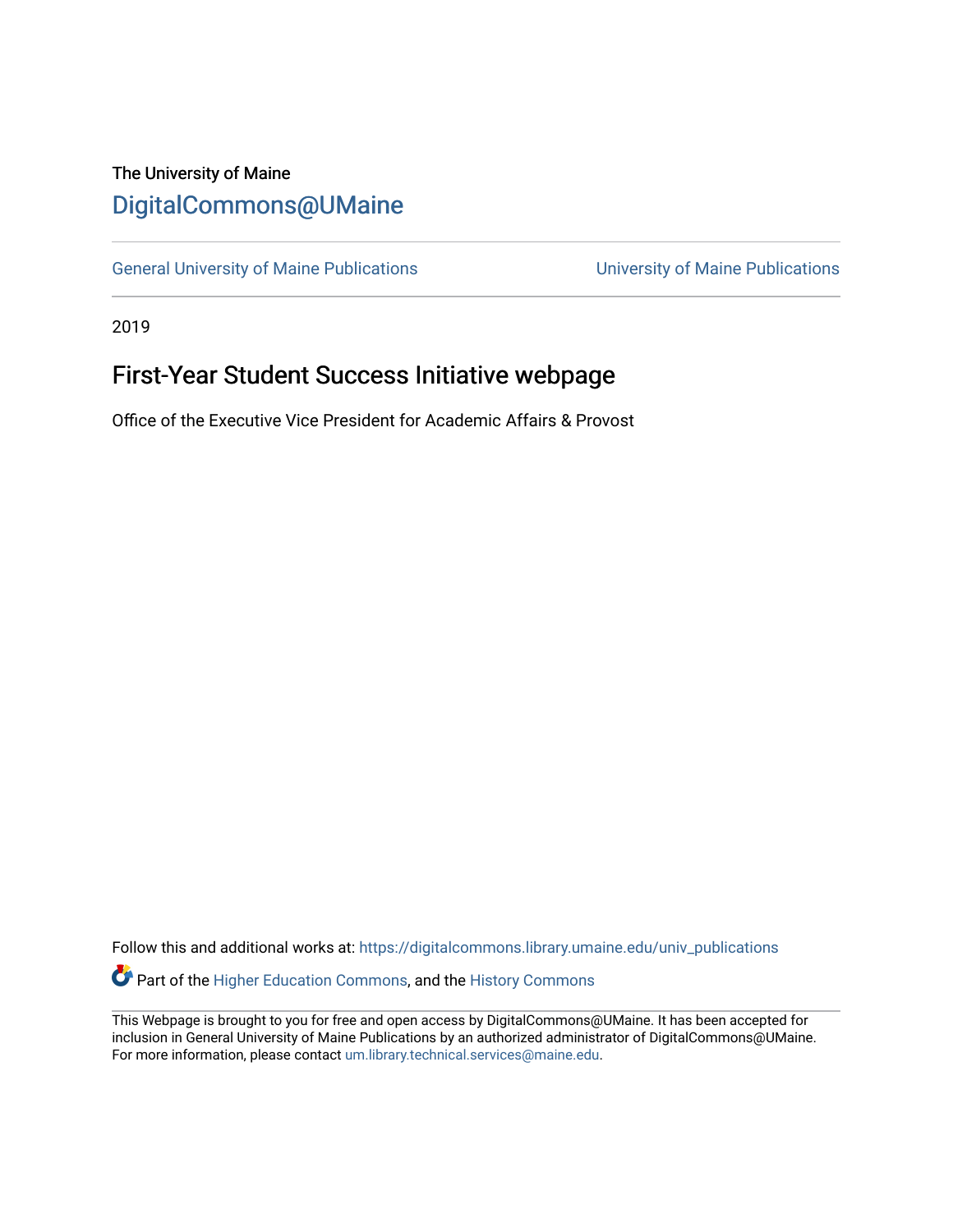The University of Maine

# DigitalCommons@UMaine

General University of Maine Publications | University of Maine Publications

2019

## First-Year Student Success Initiative webpage

Office of the Executive Vice President for Academic Affairs & Provost

Follow this and additional works at: https://digitalcommons.library.umaine.edu/univ_publications

Part of the Higher Education Commons, and the History Commons

This Webpage is brought to you for free and open access by DigitalCommons@UMaine. It has been accepted for inclusion in General University of Maine Publications by an authorized administrator of DigitalCommons@UMaine. For more information, please contact um.library.technical.services@maine.edu.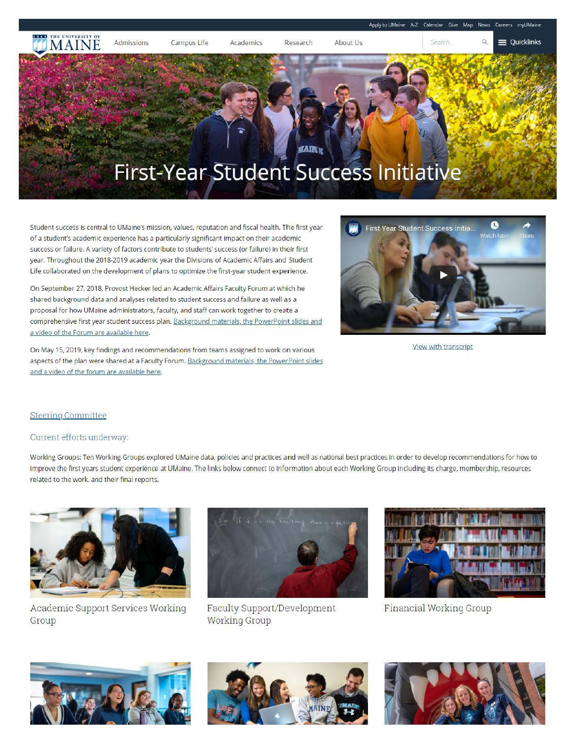Apply to UMaine A-Z Calendar Give Map News Careers myUMaine

Admissions Campus Life Academics Research About Us Quicklinks

# First-Year Student Success Initiative

Student success is central to UMaine's mission, values, reputation and fiscal health. The first year of a student's academic experience has a particularly significant impact on their academic success or failure. A variety of factors contribute to students' success (or failure) in their first year. Throughout the 2018-2019 academic year the Divisions of Academic Affairs and Student Life collaborated on the development of plans to optimize the first-year student experience.

On September 27, 2018, Provost Hecker led an Academic Affairs Faculty Forum at which he shared background data and analyses related to student success and failure as well as a proposal for how UMaine administrators, faculty, and staff can work together to create a comprehensive first year student success plan. Background materials, the PowerPoint slides and a video of the Forum are available here.

On May 15, 2019, key findings and recommendations from teams assigned to work on various aspects of the plan were shared at a Faculty Forum. Background materials, the PowerPoint slides and a video of the forum are available here.

First Year Student Success Initia... Watch later Share

View with transcript

Steering Committee

Current efforts underway:

Working Groups: Ten Working Groups explored UMaine data, policies and practices and well as national best practices in order to develop recommendations for how to improve the first years student experience at UMaine. The links below connect to information about each Working Group including its charge, membership, resources related to the work, and their final reports.

Academic Support Services Working Group

Faculty Support/Development Working Group

Financial Working Group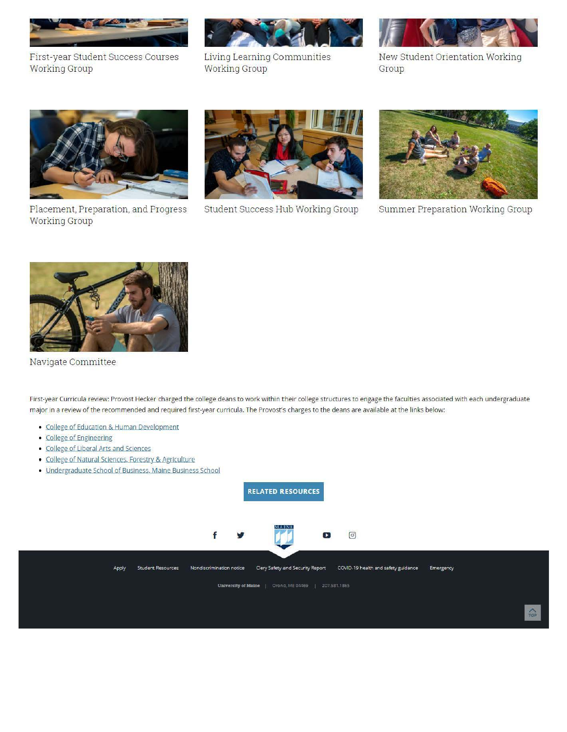First-year Student Success Courses Working Group

Living Learning Communities Working Group

New Student Orientation Working Group

Placement, Preparation, and Progress Working Group

Student Success Hub Working Group

Summer Preparation Working Group

Navigate Committee

First-year Curricula review: Provost Hecker charged the college deans to work within their college structures to engage the faculties associated with each undergraduate major in a review of the recommended and required first-year curricula. The Provost's charges to the deans are available at the links below:

- College of Education & Human Development
- College of Engineering
- College of Liberal Arts and Sciences
- College of Natural Sciences, Forestry & Agriculture
- Undergraduate School of Business, Maine Business School

RELATED RESOURCES

Apply | Student Resources | Nondiscrimination notice | Clery Safety and Security Report | COVID-19 health and safety guidance | Emergency

University of Maine | Orono, ME 04469 | 207.581.1865